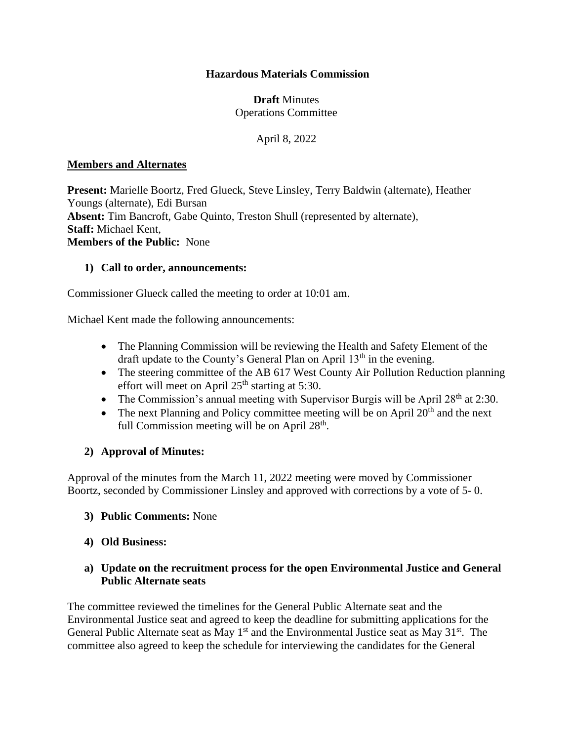# Hazardous Materials Commission

**Draft** Minutes
Operations Committee

April 8, 2022

**Members and Alternates**

**Present:** Marielle Boortz, Fred Glueck, Steve Linsley, Terry Baldwin (alternate), Heather Youngs (alternate), Edi Bursan
**Absent:** Tim Bancroft, Gabe Quinto, Treston Shull (represented by alternate),
**Staff:** Michael Kent,
**Members of the Public:** None

**1) Call to order, announcements:**

Commissioner Glueck called the meeting to order at 10:01 am.

Michael Kent made the following announcements:

- The Planning Commission will be reviewing the Health and Safety Element of the draft update to the County's General Plan on April 13th in the evening.
- The steering committee of the AB 617 West County Air Pollution Reduction planning effort will meet on April 25th starting at 5:30.
- The Commission's annual meeting with Supervisor Burgis will be April 28th at 2:30.
- The next Planning and Policy committee meeting will be on April 20th and the next full Commission meeting will be on April 28th.

**2) Approval of Minutes:**

Approval of the minutes from the March 11, 2022 meeting were moved by Commissioner Boortz, seconded by Commissioner Linsley and approved with corrections by a vote of 5- 0.

**3) Public Comments:** None

**4) Old Business:**

**a) Update on the recruitment process for the open Environmental Justice and General Public Alternate seats**

The committee reviewed the timelines for the General Public Alternate seat and the Environmental Justice seat and agreed to keep the deadline for submitting applications for the General Public Alternate seat as May 1st and the Environmental Justice seat as May 31st. The committee also agreed to keep the schedule for interviewing the candidates for the General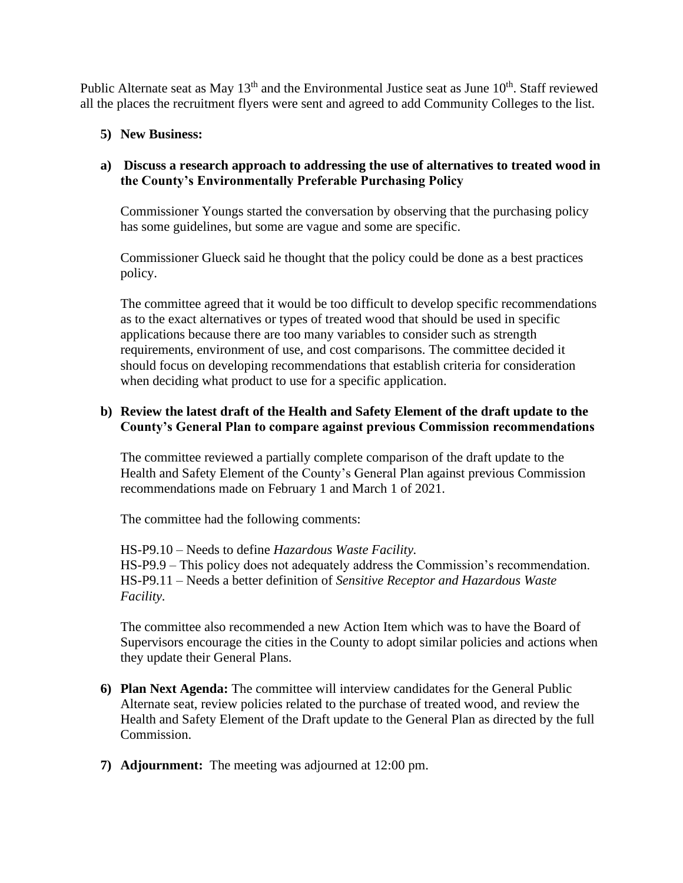Public Alternate seat as May 13th and the Environmental Justice seat as June 10th. Staff reviewed all the places the recruitment flyers were sent and agreed to add Community Colleges to the list.

**5) New Business:**

**a) Discuss a research approach to addressing the use of alternatives to treated wood in the County's Environmentally Preferable Purchasing Policy**

Commissioner Youngs started the conversation by observing that the purchasing policy has some guidelines, but some are vague and some are specific.

Commissioner Glueck said he thought that the policy could be done as a best practices policy.

The committee agreed that it would be too difficult to develop specific recommendations as to the exact alternatives or types of treated wood that should be used in specific applications because there are too many variables to consider such as strength requirements, environment of use, and cost comparisons. The committee decided it should focus on developing recommendations that establish criteria for consideration when deciding what product to use for a specific application.

**b) Review the latest draft of the Health and Safety Element of the draft update to the County's General Plan to compare against previous Commission recommendations**

The committee reviewed a partially complete comparison of the draft update to the Health and Safety Element of the County's General Plan against previous Commission recommendations made on February 1 and March 1 of 2021.

The committee had the following comments:

HS-P9.10 – Needs to define *Hazardous Waste Facility.*
HS-P9.9 – This policy does not adequately address the Commission's recommendation.
HS-P9.11 – Needs a better definition of *Sensitive Receptor and Hazardous Waste Facility*.

The committee also recommended a new Action Item which was to have the Board of Supervisors encourage the cities in the County to adopt similar policies and actions when they update their General Plans.

**6) Plan Next Agenda:** The committee will interview candidates for the General Public Alternate seat, review policies related to the purchase of treated wood, and review the Health and Safety Element of the Draft update to the General Plan as directed by the full Commission.

**7) Adjournment:** The meeting was adjourned at 12:00 pm.